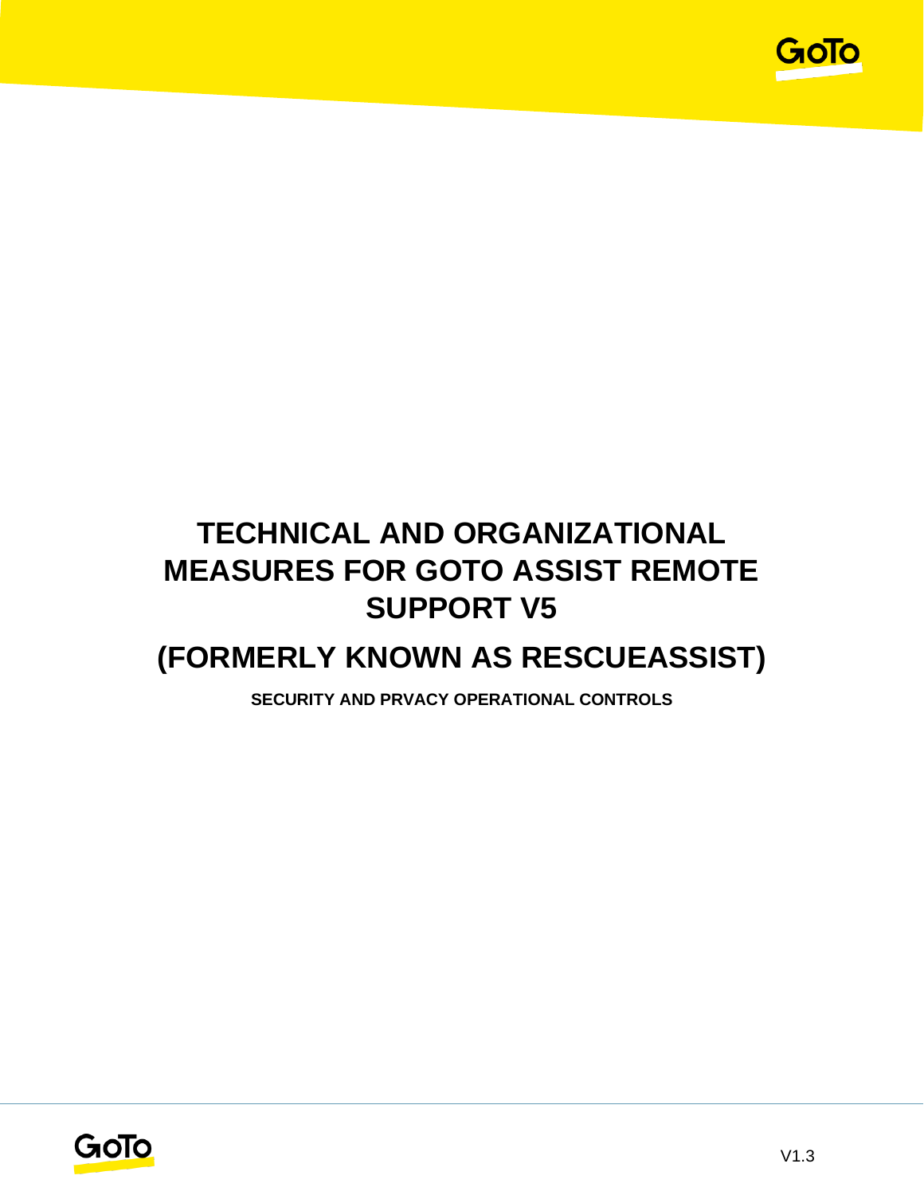# TECHNICAL AND ORGANIZATIONAL MEASURES FOR GOTO ASSIST REMOTE SUPPORT V5

# (FORMERLY KNOWN AS RESCUEASSIST)

**SECURITY AND PRVACY OPERATIONAL CONTROLS**

V1.3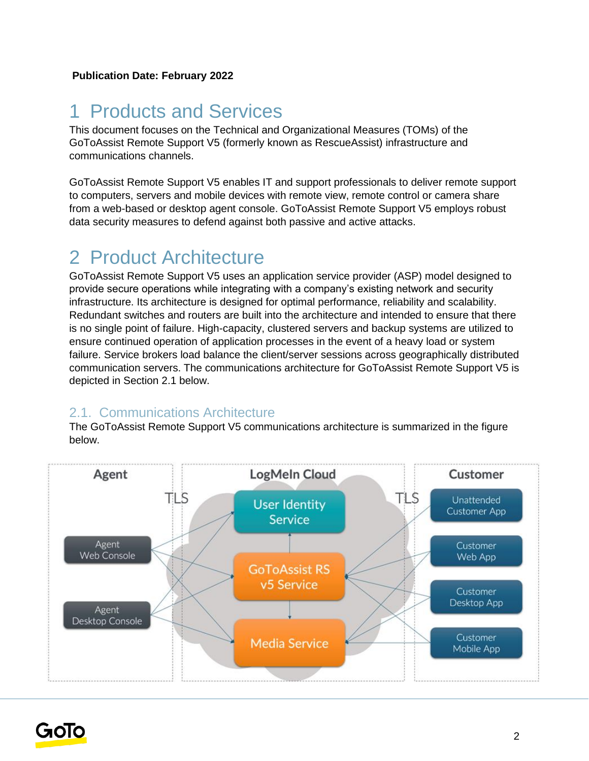**Publication Date: February 2022**

# 1 Products and Services

This document focuses on the Technical and Organizational Measures (TOMs) of the GoToAssist Remote Support V5 (formerly known as RescueAssist) infrastructure and communications channels.

GoToAssist Remote Support V5 enables IT and support professionals to deliver remote support to computers, servers and mobile devices with remote view, remote control or camera share from a web-based or desktop agent console. GoToAssist Remote Support V5 employs robust data security measures to defend against both passive and active attacks.

# 2 Product Architecture

GoToAssist Remote Support V5 uses an application service provider (ASP) model designed to provide secure operations while integrating with a company's existing network and security infrastructure. Its architecture is designed for optimal performance, reliability and scalability. Redundant switches and routers are built into the architecture and intended to ensure that there is no single point of failure. High-capacity, clustered servers and backup systems are utilized to ensure continued operation of application processes in the event of a heavy load or system failure. Service brokers load balance the client/server sessions across geographically distributed communication servers. The communications architecture for GoToAssist Remote Support V5 is depicted in Section 2.1 below.

## 2.1. Communications Architecture

The GoToAssist Remote Support V5 communications architecture is summarized in the figure below.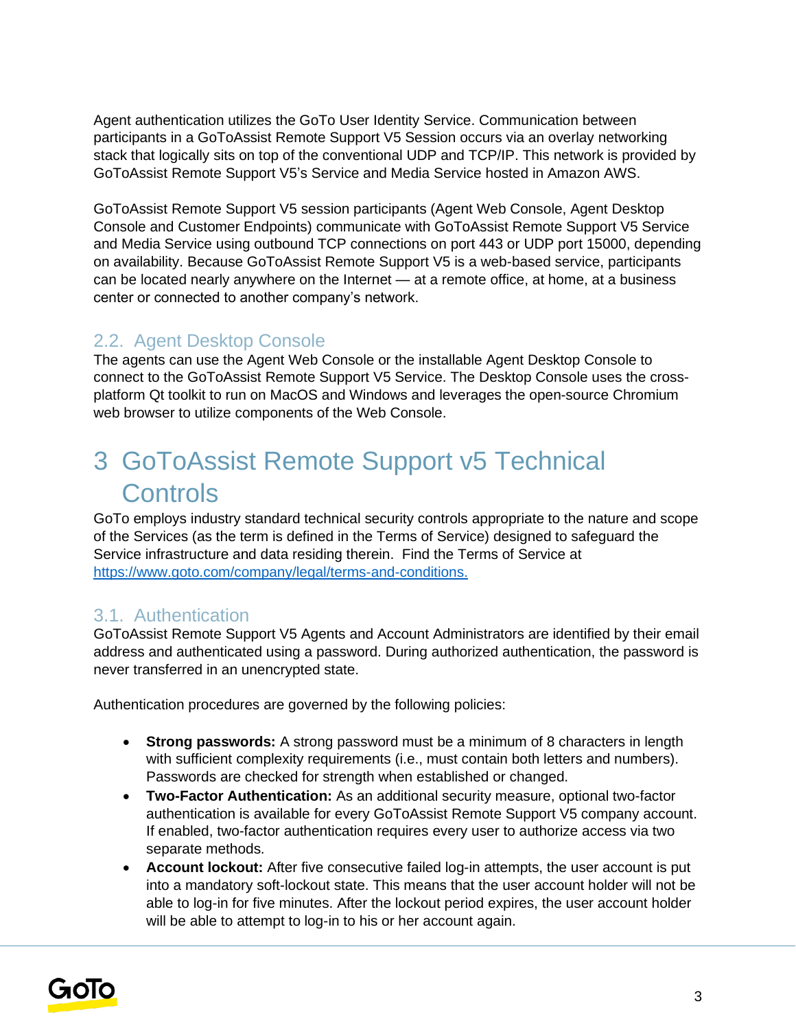Agent authentication utilizes the GoTo User Identity Service. Communication between participants in a GoToAssist Remote Support V5 Session occurs via an overlay networking stack that logically sits on top of the conventional UDP and TCP/IP. This network is provided by GoToAssist Remote Support V5's Service and Media Service hosted in Amazon AWS.

GoToAssist Remote Support V5 session participants (Agent Web Console, Agent Desktop Console and Customer Endpoints) communicate with GoToAssist Remote Support V5 Service and Media Service using outbound TCP connections on port 443 or UDP port 15000, depending on availability. Because GoToAssist Remote Support V5 is a web-based service, participants can be located nearly anywhere on the Internet — at a remote office, at home, at a business center or connected to another company's network.

## 2.2. Agent Desktop Console

The agents can use the Agent Web Console or the installable Agent Desktop Console to connect to the GoToAssist Remote Support V5 Service. The Desktop Console uses the cross-platform Qt toolkit to run on MacOS and Windows and leverages the open-source Chromium web browser to utilize components of the Web Console.

# 3 GoToAssist Remote Support v5 Technical Controls

GoTo employs industry standard technical security controls appropriate to the nature and scope of the Services (as the term is defined in the Terms of Service) designed to safeguard the Service infrastructure and data residing therein. Find the Terms of Service at [https://www.goto.com/company/legal/terms-and-conditions.](https://www.goto.com/company/legal/terms-and-conditions)

## 3.1. Authentication

GoToAssist Remote Support V5 Agents and Account Administrators are identified by their email address and authenticated using a password. During authorized authentication, the password is never transferred in an unencrypted state.

Authentication procedures are governed by the following policies:

- **Strong passwords:** A strong password must be a minimum of 8 characters in length with sufficient complexity requirements (i.e., must contain both letters and numbers). Passwords are checked for strength when established or changed.
- **Two-Factor Authentication:** As an additional security measure, optional two-factor authentication is available for every GoToAssist Remote Support V5 company account. If enabled, two-factor authentication requires every user to authorize access via two separate methods.
- **Account lockout:** After five consecutive failed log-in attempts, the user account is put into a mandatory soft-lockout state. This means that the user account holder will not be able to log-in for five minutes. After the lockout period expires, the user account holder will be able to attempt to log-in to his or her account again.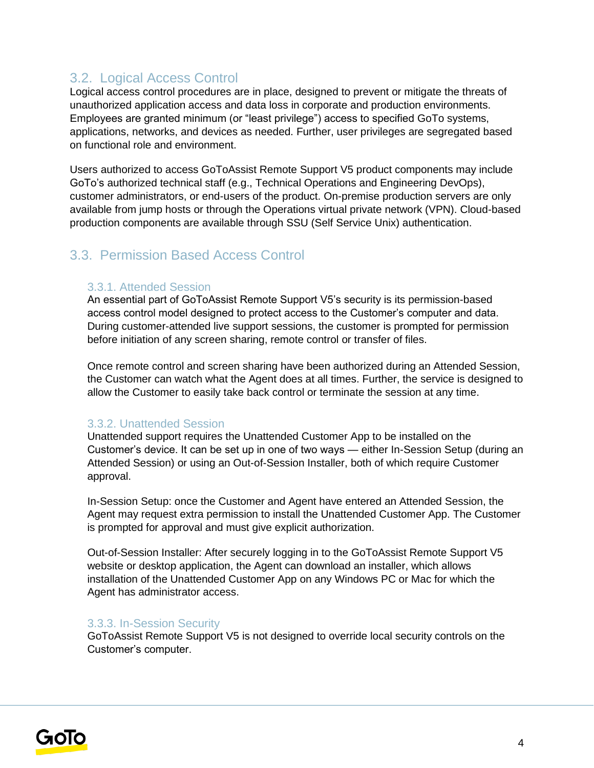## 3.2. Logical Access Control

Logical access control procedures are in place, designed to prevent or mitigate the threats of unauthorized application access and data loss in corporate and production environments. Employees are granted minimum (or "least privilege") access to specified GoTo systems, applications, networks, and devices as needed. Further, user privileges are segregated based on functional role and environment.

Users authorized to access GoToAssist Remote Support V5 product components may include GoTo's authorized technical staff (e.g., Technical Operations and Engineering DevOps), customer administrators, or end-users of the product. On-premise production servers are only available from jump hosts or through the Operations virtual private network (VPN). Cloud-based production components are available through SSU (Self Service Unix) authentication.

## 3.3. Permission Based Access Control

### 3.3.1. Attended Session

An essential part of GoToAssist Remote Support V5's security is its permission-based access control model designed to protect access to the Customer's computer and data. During customer-attended live support sessions, the customer is prompted for permission before initiation of any screen sharing, remote control or transfer of files.

Once remote control and screen sharing have been authorized during an Attended Session, the Customer can watch what the Agent does at all times. Further, the service is designed to allow the Customer to easily take back control or terminate the session at any time.

### 3.3.2. Unattended Session

Unattended support requires the Unattended Customer App to be installed on the Customer's device. It can be set up in one of two ways — either In-Session Setup (during an Attended Session) or using an Out-of-Session Installer, both of which require Customer approval.

In-Session Setup: once the Customer and Agent have entered an Attended Session, the Agent may request extra permission to install the Unattended Customer App. The Customer is prompted for approval and must give explicit authorization.

Out-of-Session Installer: After securely logging in to the GoToAssist Remote Support V5 website or desktop application, the Agent can download an installer, which allows installation of the Unattended Customer App on any Windows PC or Mac for which the Agent has administrator access.

### 3.3.3. In-Session Security

GoToAssist Remote Support V5 is not designed to override local security controls on the Customer's computer.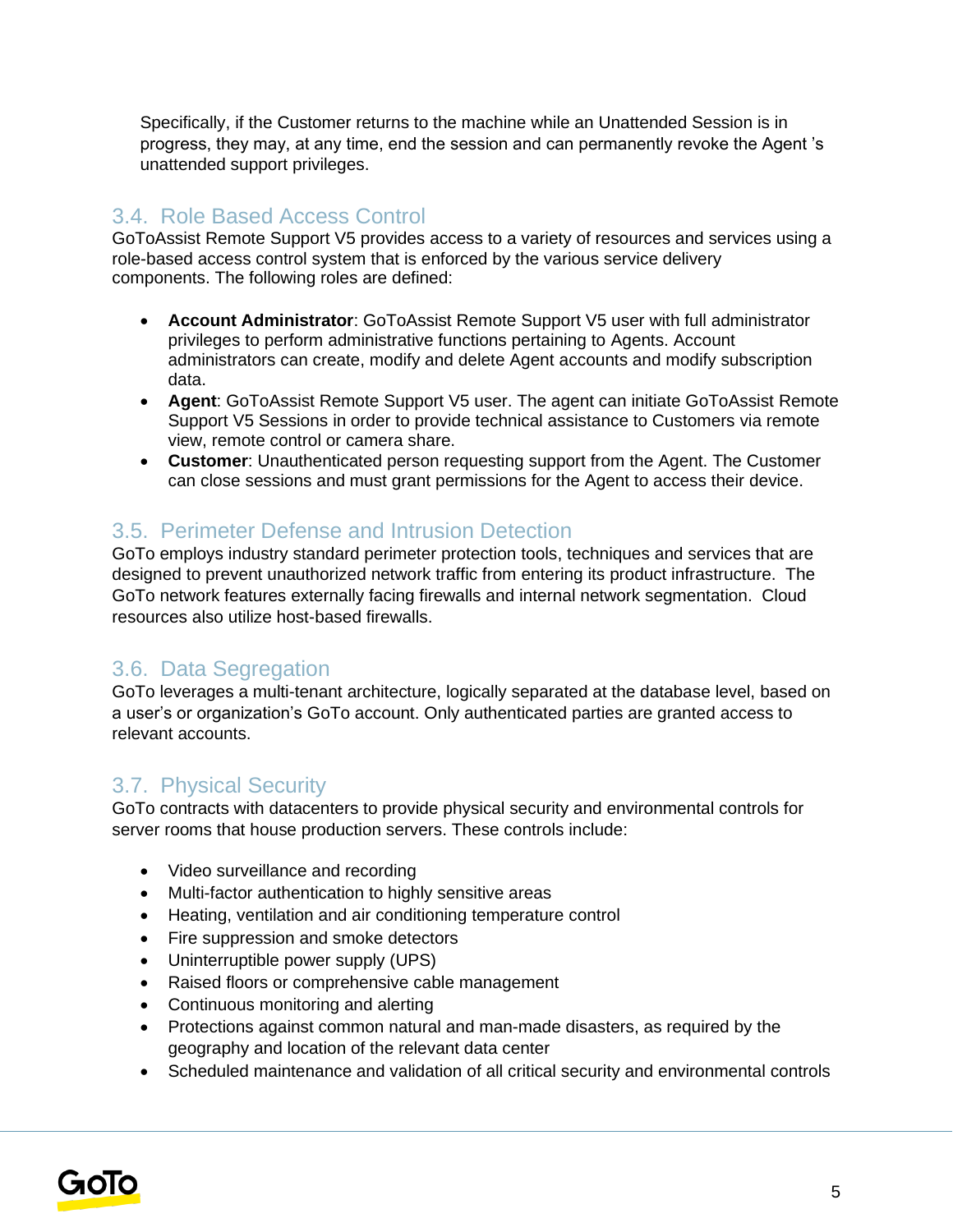Specifically, if the Customer returns to the machine while an Unattended Session is in progress, they may, at any time, end the session and can permanently revoke the Agent 's unattended support privileges.

## 3.4. Role Based Access Control

GoToAssist Remote Support V5 provides access to a variety of resources and services using a role-based access control system that is enforced by the various service delivery components. The following roles are defined:

- **Account Administrator**: GoToAssist Remote Support V5 user with full administrator privileges to perform administrative functions pertaining to Agents. Account administrators can create, modify and delete Agent accounts and modify subscription data.
- **Agent**: GoToAssist Remote Support V5 user. The agent can initiate GoToAssist Remote Support V5 Sessions in order to provide technical assistance to Customers via remote view, remote control or camera share.
- **Customer**: Unauthenticated person requesting support from the Agent. The Customer can close sessions and must grant permissions for the Agent to access their device.

## 3.5. Perimeter Defense and Intrusion Detection

GoTo employs industry standard perimeter protection tools, techniques and services that are designed to prevent unauthorized network traffic from entering its product infrastructure. The GoTo network features externally facing firewalls and internal network segmentation. Cloud resources also utilize host-based firewalls.

## 3.6. Data Segregation

GoTo leverages a multi-tenant architecture, logically separated at the database level, based on a user's or organization's GoTo account. Only authenticated parties are granted access to relevant accounts.

## 3.7. Physical Security

GoTo contracts with datacenters to provide physical security and environmental controls for server rooms that house production servers. These controls include:

- Video surveillance and recording
- Multi-factor authentication to highly sensitive areas
- Heating, ventilation and air conditioning temperature control
- Fire suppression and smoke detectors
- Uninterruptible power supply (UPS)
- Raised floors or comprehensive cable management
- Continuous monitoring and alerting
- Protections against common natural and man-made disasters, as required by the geography and location of the relevant data center
- Scheduled maintenance and validation of all critical security and environmental controls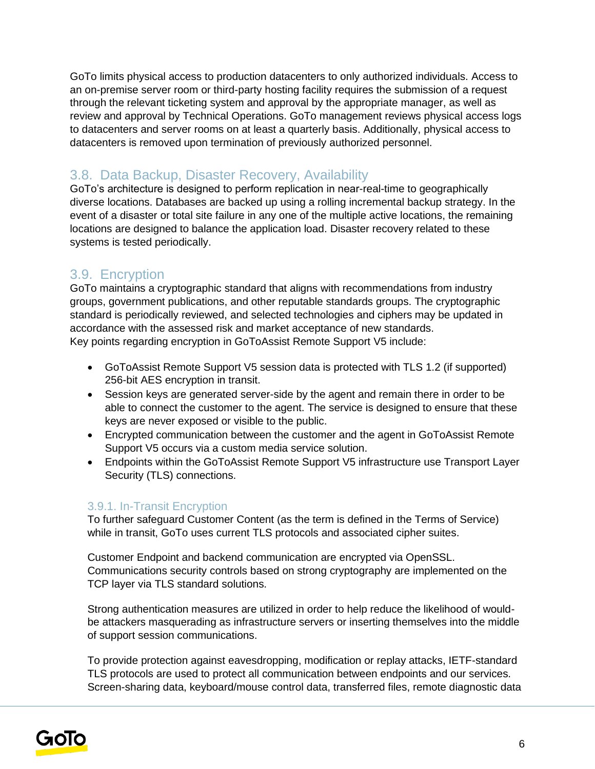GoTo limits physical access to production datacenters to only authorized individuals. Access to an on-premise server room or third-party hosting facility requires the submission of a request through the relevant ticketing system and approval by the appropriate manager, as well as review and approval by Technical Operations. GoTo management reviews physical access logs to datacenters and server rooms on at least a quarterly basis. Additionally, physical access to datacenters is removed upon termination of previously authorized personnel.

## 3.8. Data Backup, Disaster Recovery, Availability

GoTo's architecture is designed to perform replication in near-real-time to geographically diverse locations. Databases are backed up using a rolling incremental backup strategy. In the event of a disaster or total site failure in any one of the multiple active locations, the remaining locations are designed to balance the application load. Disaster recovery related to these systems is tested periodically.

## 3.9. Encryption

GoTo maintains a cryptographic standard that aligns with recommendations from industry groups, government publications, and other reputable standards groups. The cryptographic standard is periodically reviewed, and selected technologies and ciphers may be updated in accordance with the assessed risk and market acceptance of new standards.
Key points regarding encryption in GoToAssist Remote Support V5 include:

- GoToAssist Remote Support V5 session data is protected with TLS 1.2 (if supported) 256-bit AES encryption in transit.
- Session keys are generated server-side by the agent and remain there in order to be able to connect the customer to the agent. The service is designed to ensure that these keys are never exposed or visible to the public.
- Encrypted communication between the customer and the agent in GoToAssist Remote Support V5 occurs via a custom media service solution.
- Endpoints within the GoToAssist Remote Support V5 infrastructure use Transport Layer Security (TLS) connections.

### 3.9.1. In-Transit Encryption

To further safeguard Customer Content (as the term is defined in the Terms of Service) while in transit, GoTo uses current TLS protocols and associated cipher suites.

Customer Endpoint and backend communication are encrypted via OpenSSL. Communications security controls based on strong cryptography are implemented on the TCP layer via TLS standard solutions.

Strong authentication measures are utilized in order to help reduce the likelihood of would-be attackers masquerading as infrastructure servers or inserting themselves into the middle of support session communications.

To provide protection against eavesdropping, modification or replay attacks, IETF-standard TLS protocols are used to protect all communication between endpoints and our services. Screen-sharing data, keyboard/mouse control data, transferred files, remote diagnostic data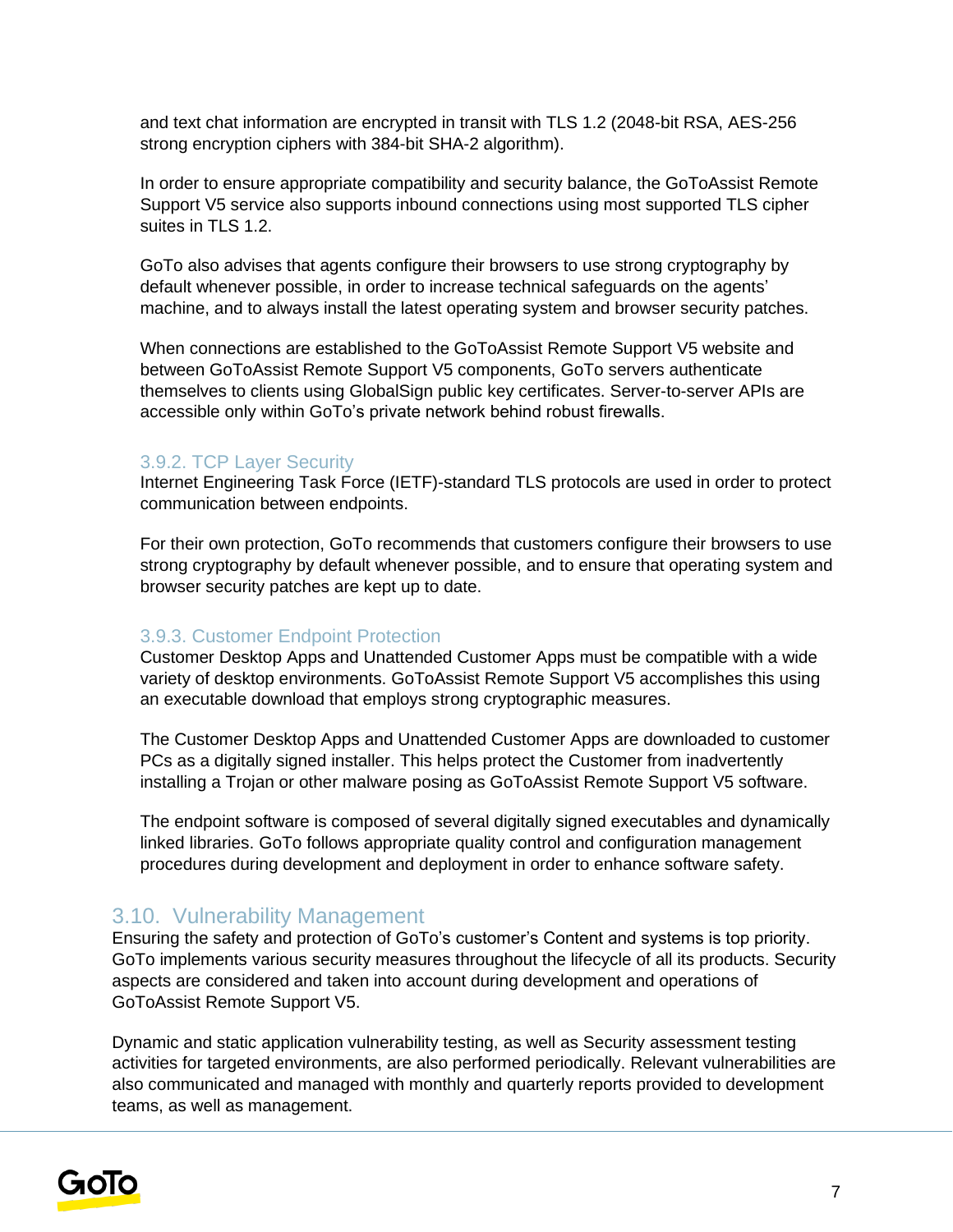and text chat information are encrypted in transit with TLS 1.2 (2048-bit RSA, AES-256 strong encryption ciphers with 384-bit SHA-2 algorithm).

In order to ensure appropriate compatibility and security balance, the GoToAssist Remote Support V5 service also supports inbound connections using most supported TLS cipher suites in TLS 1.2.

GoTo also advises that agents configure their browsers to use strong cryptography by default whenever possible, in order to increase technical safeguards on the agents' machine, and to always install the latest operating system and browser security patches.

When connections are established to the GoToAssist Remote Support V5 website and between GoToAssist Remote Support V5 components, GoTo servers authenticate themselves to clients using GlobalSign public key certificates. Server-to-server APIs are accessible only within GoTo's private network behind robust firewalls.

### 3.9.2. TCP Layer Security

Internet Engineering Task Force (IETF)-standard TLS protocols are used in order to protect communication between endpoints.

For their own protection, GoTo recommends that customers configure their browsers to use strong cryptography by default whenever possible, and to ensure that operating system and browser security patches are kept up to date.

### 3.9.3. Customer Endpoint Protection

Customer Desktop Apps and Unattended Customer Apps must be compatible with a wide variety of desktop environments. GoToAssist Remote Support V5 accomplishes this using an executable download that employs strong cryptographic measures.

The Customer Desktop Apps and Unattended Customer Apps are downloaded to customer PCs as a digitally signed installer. This helps protect the Customer from inadvertently installing a Trojan or other malware posing as GoToAssist Remote Support V5 software.

The endpoint software is composed of several digitally signed executables and dynamically linked libraries. GoTo follows appropriate quality control and configuration management procedures during development and deployment in order to enhance software safety.

## 3.10. Vulnerability Management

Ensuring the safety and protection of GoTo's customer's Content and systems is top priority. GoTo implements various security measures throughout the lifecycle of all its products. Security aspects are considered and taken into account during development and operations of GoToAssist Remote Support V5.

Dynamic and static application vulnerability testing, as well as Security assessment testing activities for targeted environments, are also performed periodically. Relevant vulnerabilities are also communicated and managed with monthly and quarterly reports provided to development teams, as well as management.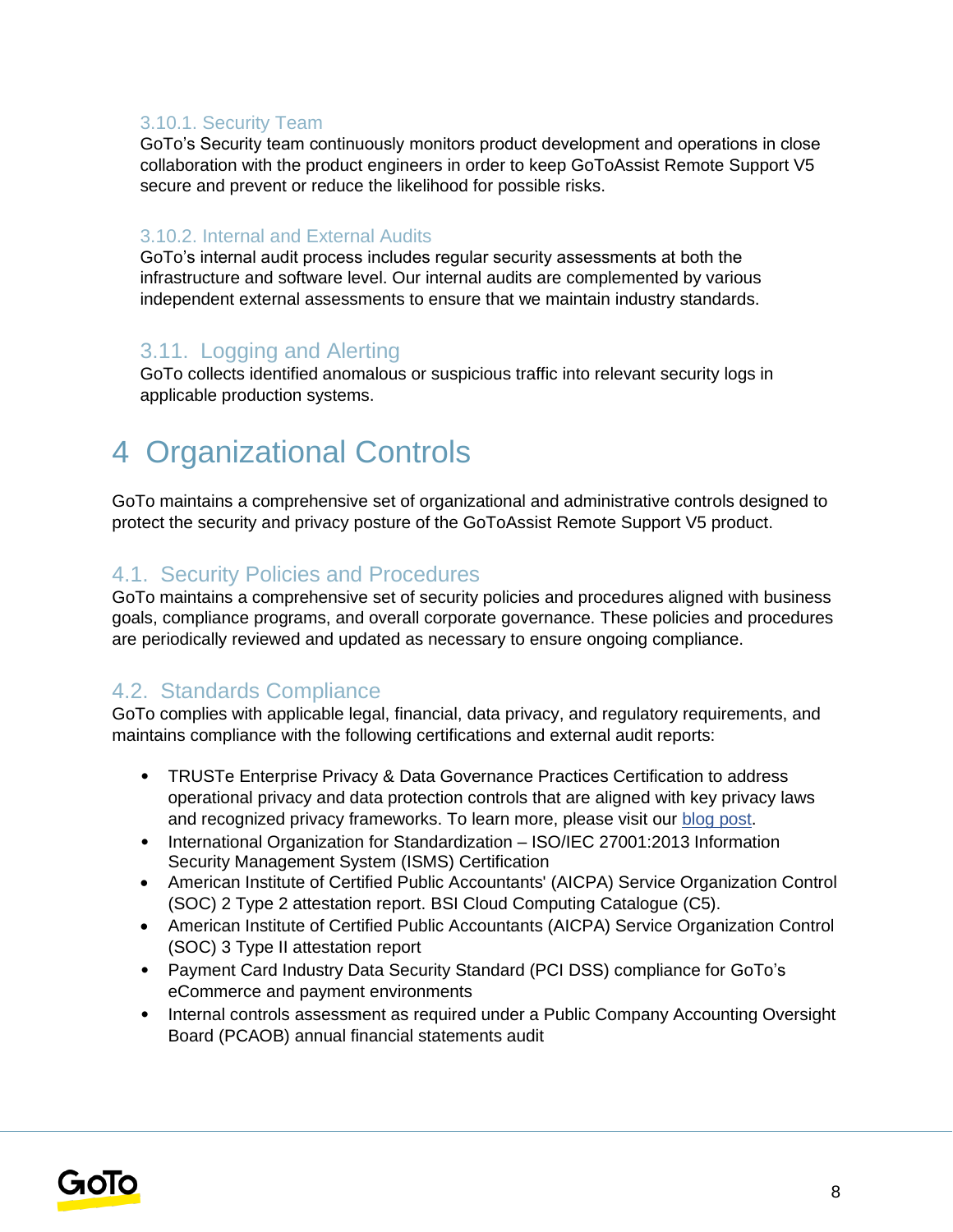#### 3.10.1. Security Team

GoTo's Security team continuously monitors product development and operations in close collaboration with the product engineers in order to keep GoToAssist Remote Support V5 secure and prevent or reduce the likelihood for possible risks.

#### 3.10.2. Internal and External Audits

GoTo's internal audit process includes regular security assessments at both the infrastructure and software level. Our internal audits are complemented by various independent external assessments to ensure that we maintain industry standards.

### 3.11. Logging and Alerting

GoTo collects identified anomalous or suspicious traffic into relevant security logs in applicable production systems.

# 4 Organizational Controls

GoTo maintains a comprehensive set of organizational and administrative controls designed to protect the security and privacy posture of the GoToAssist Remote Support V5 product.

## 4.1. Security Policies and Procedures

GoTo maintains a comprehensive set of security policies and procedures aligned with business goals, compliance programs, and overall corporate governance. These policies and procedures are periodically reviewed and updated as necessary to ensure ongoing compliance.

## 4.2. Standards Compliance

GoTo complies with applicable legal, financial, data privacy, and regulatory requirements, and maintains compliance with the following certifications and external audit reports:

- TRUSTe Enterprise Privacy & Data Governance Practices Certification to address operational privacy and data protection controls that are aligned with key privacy laws and recognized privacy frameworks. To learn more, please visit our blog post.
- International Organization for Standardization – ISO/IEC 27001:2013 Information Security Management System (ISMS) Certification
- American Institute of Certified Public Accountants' (AICPA) Service Organization Control (SOC) 2 Type 2 attestation report. BSI Cloud Computing Catalogue (C5).
- American Institute of Certified Public Accountants (AICPA) Service Organization Control (SOC) 3 Type II attestation report
- Payment Card Industry Data Security Standard (PCI DSS) compliance for GoTo's eCommerce and payment environments
- Internal controls assessment as required under a Public Company Accounting Oversight Board (PCAOB) annual financial statements audit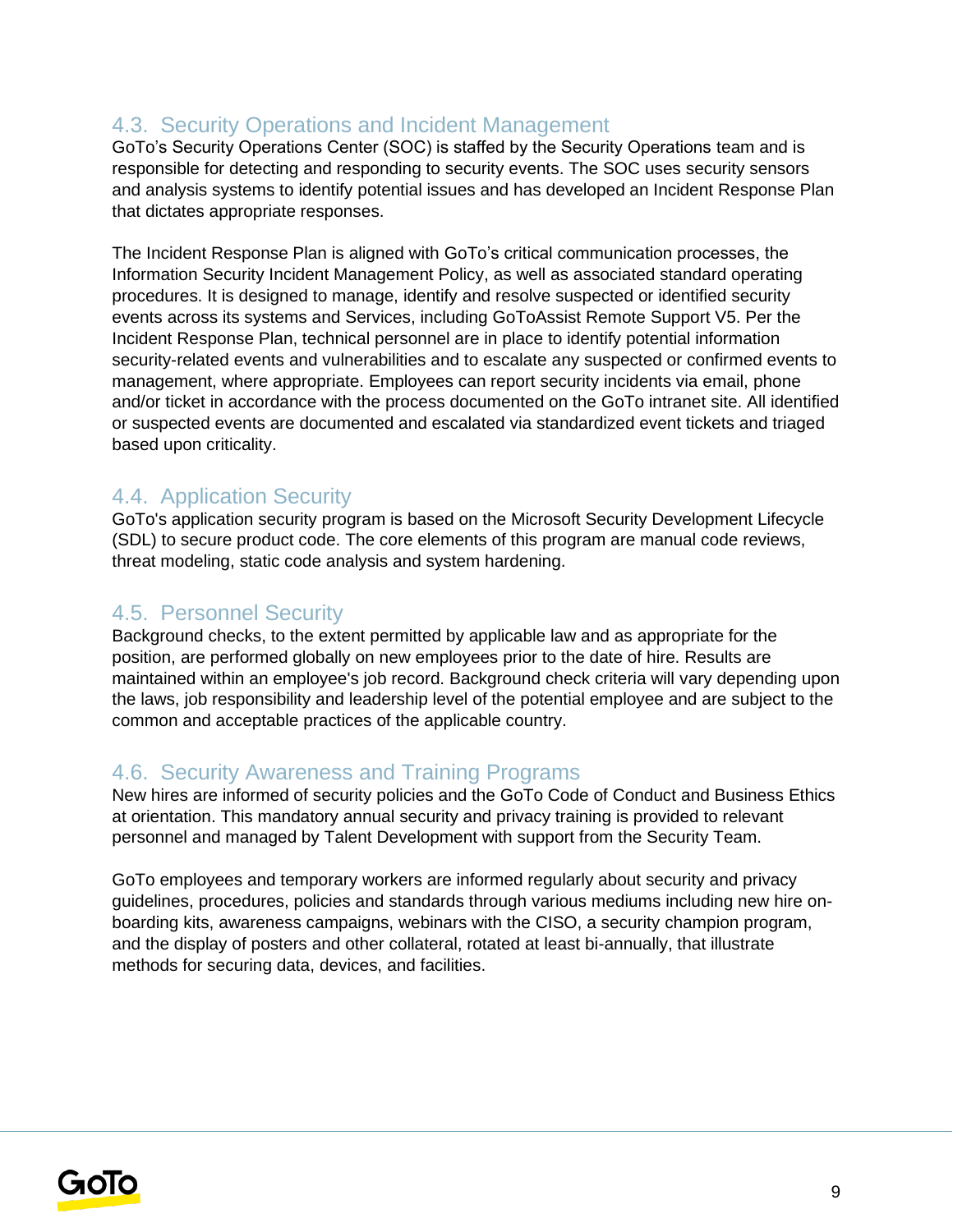## 4.3. Security Operations and Incident Management

GoTo's Security Operations Center (SOC) is staffed by the Security Operations team and is responsible for detecting and responding to security events. The SOC uses security sensors and analysis systems to identify potential issues and has developed an Incident Response Plan that dictates appropriate responses.

The Incident Response Plan is aligned with GoTo's critical communication processes, the Information Security Incident Management Policy, as well as associated standard operating procedures. It is designed to manage, identify and resolve suspected or identified security events across its systems and Services, including GoToAssist Remote Support V5. Per the Incident Response Plan, technical personnel are in place to identify potential information security-related events and vulnerabilities and to escalate any suspected or confirmed events to management, where appropriate. Employees can report security incidents via email, phone and/or ticket in accordance with the process documented on the GoTo intranet site. All identified or suspected events are documented and escalated via standardized event tickets and triaged based upon criticality.

## 4.4. Application Security

GoTo's application security program is based on the Microsoft Security Development Lifecycle (SDL) to secure product code. The core elements of this program are manual code reviews, threat modeling, static code analysis and system hardening.

## 4.5. Personnel Security

Background checks, to the extent permitted by applicable law and as appropriate for the position, are performed globally on new employees prior to the date of hire. Results are maintained within an employee's job record. Background check criteria will vary depending upon the laws, job responsibility and leadership level of the potential employee and are subject to the common and acceptable practices of the applicable country.

## 4.6. Security Awareness and Training Programs

New hires are informed of security policies and the GoTo Code of Conduct and Business Ethics at orientation. This mandatory annual security and privacy training is provided to relevant personnel and managed by Talent Development with support from the Security Team.

GoTo employees and temporary workers are informed regularly about security and privacy guidelines, procedures, policies and standards through various mediums including new hire on-boarding kits, awareness campaigns, webinars with the CISO, a security champion program, and the display of posters and other collateral, rotated at least bi-annually, that illustrate methods for securing data, devices, and facilities.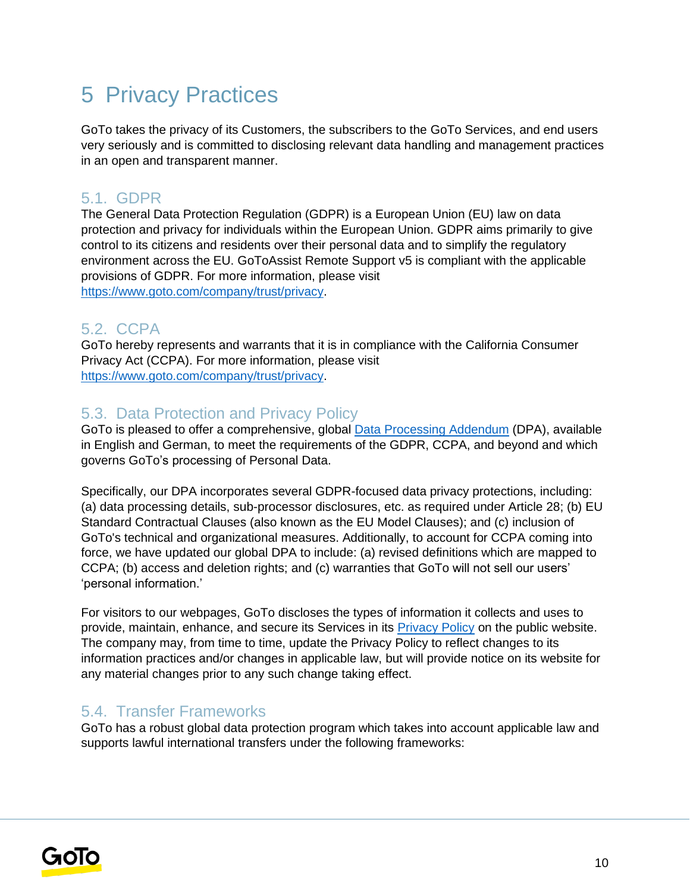# 5 Privacy Practices

GoTo takes the privacy of its Customers, the subscribers to the GoTo Services, and end users very seriously and is committed to disclosing relevant data handling and management practices in an open and transparent manner.

## 5.1. GDPR

The General Data Protection Regulation (GDPR) is a European Union (EU) law on data protection and privacy for individuals within the European Union. GDPR aims primarily to give control to its citizens and residents over their personal data and to simplify the regulatory environment across the EU. GoToAssist Remote Support v5 is compliant with the applicable provisions of GDPR. For more information, please visit https://www.goto.com/company/trust/privacy.

## 5.2. CCPA

GoTo hereby represents and warrants that it is in compliance with the California Consumer Privacy Act (CCPA). For more information, please visit https://www.goto.com/company/trust/privacy.

## 5.3. Data Protection and Privacy Policy

GoTo is pleased to offer a comprehensive, global Data Processing Addendum (DPA), available in English and German, to meet the requirements of the GDPR, CCPA, and beyond and which governs GoTo's processing of Personal Data.

Specifically, our DPA incorporates several GDPR-focused data privacy protections, including: (a) data processing details, sub-processor disclosures, etc. as required under Article 28; (b) EU Standard Contractual Clauses (also known as the EU Model Clauses); and (c) inclusion of GoTo's technical and organizational measures. Additionally, to account for CCPA coming into force, we have updated our global DPA to include: (a) revised definitions which are mapped to CCPA; (b) access and deletion rights; and (c) warranties that GoTo will not sell our users' 'personal information.'

For visitors to our webpages, GoTo discloses the types of information it collects and uses to provide, maintain, enhance, and secure its Services in its Privacy Policy on the public website. The company may, from time to time, update the Privacy Policy to reflect changes to its information practices and/or changes in applicable law, but will provide notice on its website for any material changes prior to any such change taking effect.

## 5.4. Transfer Frameworks

GoTo has a robust global data protection program which takes into account applicable law and supports lawful international transfers under the following frameworks: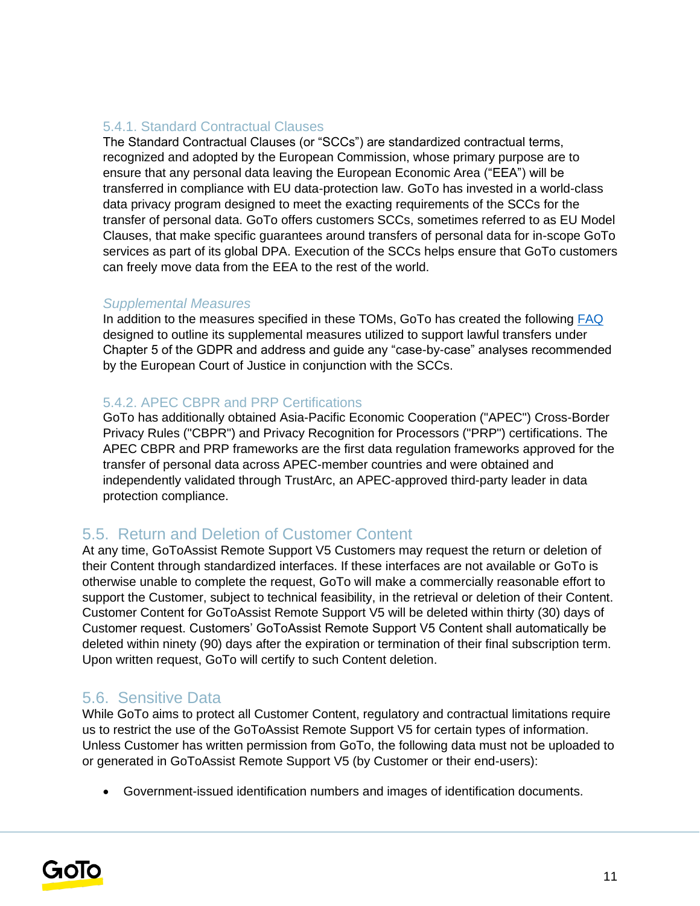#### 5.4.1. Standard Contractual Clauses

The Standard Contractual Clauses (or "SCCs") are standardized contractual terms, recognized and adopted by the European Commission, whose primary purpose are to ensure that any personal data leaving the European Economic Area ("EEA") will be transferred in compliance with EU data-protection law. GoTo has invested in a world-class data privacy program designed to meet the exacting requirements of the SCCs for the transfer of personal data. GoTo offers customers SCCs, sometimes referred to as EU Model Clauses, that make specific guarantees around transfers of personal data for in-scope GoTo services as part of its global DPA. Execution of the SCCs helps ensure that GoTo customers can freely move data from the EEA to the rest of the world.

*Supplemental Measures*

In addition to the measures specified in these TOMs, GoTo has created the following [FAQ] designed to outline its supplemental measures utilized to support lawful transfers under Chapter 5 of the GDPR and address and guide any "case-by-case" analyses recommended by the European Court of Justice in conjunction with the SCCs.

#### 5.4.2. APEC CBPR and PRP Certifications

GoTo has additionally obtained Asia-Pacific Economic Cooperation ("APEC") Cross-Border Privacy Rules ("CBPR") and Privacy Recognition for Processors ("PRP") certifications. The APEC CBPR and PRP frameworks are the first data regulation frameworks approved for the transfer of personal data across APEC-member countries and were obtained and independently validated through TrustArc, an APEC-approved third-party leader in data protection compliance.

### 5.5. Return and Deletion of Customer Content

At any time, GoToAssist Remote Support V5 Customers may request the return or deletion of their Content through standardized interfaces. If these interfaces are not available or GoTo is otherwise unable to complete the request, GoTo will make a commercially reasonable effort to support the Customer, subject to technical feasibility, in the retrieval or deletion of their Content. Customer Content for GoToAssist Remote Support V5 will be deleted within thirty (30) days of Customer request. Customers' GoToAssist Remote Support V5 Content shall automatically be deleted within ninety (90) days after the expiration or termination of their final subscription term. Upon written request, GoTo will certify to such Content deletion.

### 5.6. Sensitive Data

While GoTo aims to protect all Customer Content, regulatory and contractual limitations require us to restrict the use of the GoToAssist Remote Support V5 for certain types of information. Unless Customer has written permission from GoTo, the following data must not be uploaded to or generated in GoToAssist Remote Support V5 (by Customer or their end-users):

- Government-issued identification numbers and images of identification documents.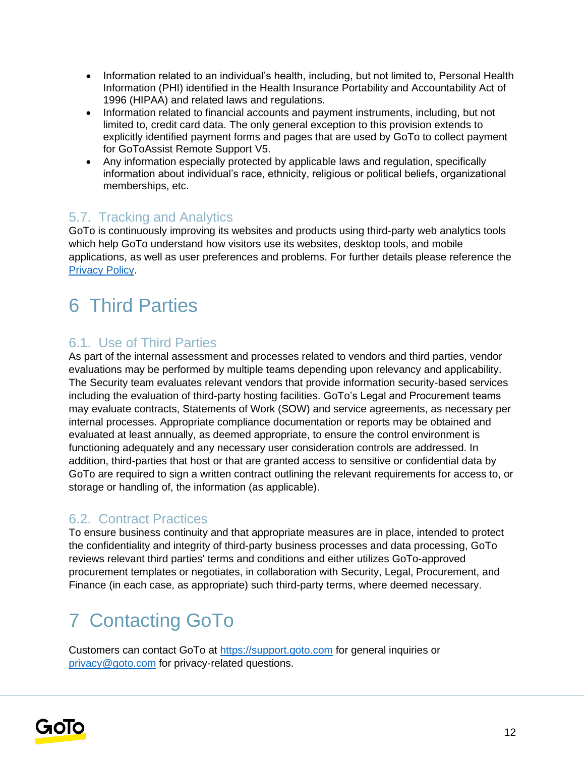- Information related to an individual's health, including, but not limited to, Personal Health Information (PHI) identified in the Health Insurance Portability and Accountability Act of 1996 (HIPAA) and related laws and regulations.
- Information related to financial accounts and payment instruments, including, but not limited to, credit card data. The only general exception to this provision extends to explicitly identified payment forms and pages that are used by GoTo to collect payment for GoToAssist Remote Support V5.
- Any information especially protected by applicable laws and regulation, specifically information about individual's race, ethnicity, religious or political beliefs, organizational memberships, etc.

### 5.7. Tracking and Analytics

GoTo is continuously improving its websites and products using third-party web analytics tools which help GoTo understand how visitors use its websites, desktop tools, and mobile applications, as well as user preferences and problems. For further details please reference the [Privacy Policy](Privacy Policy).

# 6 Third Parties

### 6.1. Use of Third Parties

As part of the internal assessment and processes related to vendors and third parties, vendor evaluations may be performed by multiple teams depending upon relevancy and applicability. The Security team evaluates relevant vendors that provide information security-based services including the evaluation of third-party hosting facilities. GoTo's Legal and Procurement teams may evaluate contracts, Statements of Work (SOW) and service agreements, as necessary per internal processes. Appropriate compliance documentation or reports may be obtained and evaluated at least annually, as deemed appropriate, to ensure the control environment is functioning adequately and any necessary user consideration controls are addressed. In addition, third-parties that host or that are granted access to sensitive or confidential data by GoTo are required to sign a written contract outlining the relevant requirements for access to, or storage or handling of, the information (as applicable).

### 6.2. Contract Practices

To ensure business continuity and that appropriate measures are in place, intended to protect the confidentiality and integrity of third-party business processes and data processing, GoTo reviews relevant third parties' terms and conditions and either utilizes GoTo-approved procurement templates or negotiates, in collaboration with Security, Legal, Procurement, and Finance (in each case, as appropriate) such third-party terms, where deemed necessary.

# 7 Contacting GoTo

Customers can contact GoTo at https://support.goto.com for general inquiries or privacy@goto.com for privacy-related questions.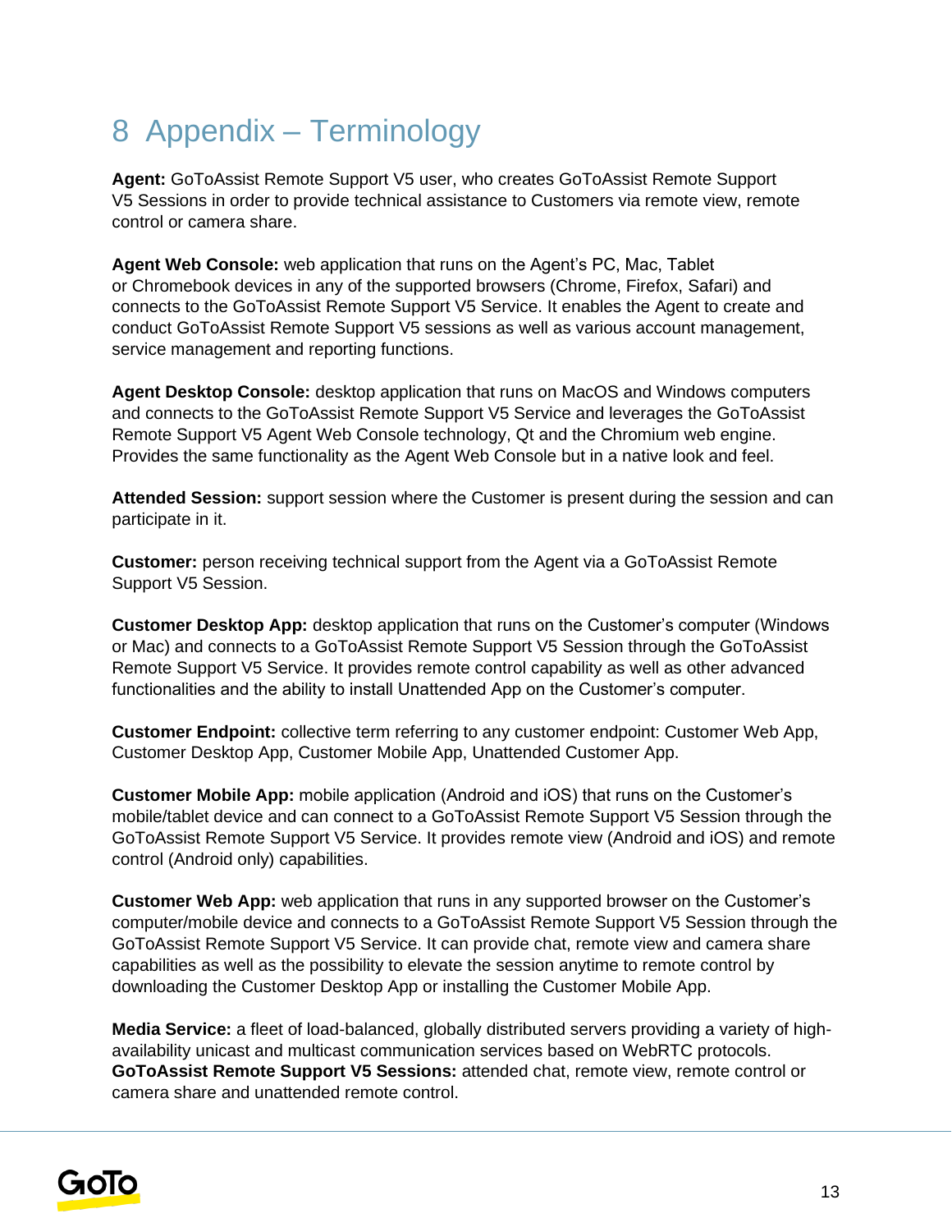# 8 Appendix – Terminology

**Agent:** GoToAssist Remote Support V5 user, who creates GoToAssist Remote Support V5 Sessions in order to provide technical assistance to Customers via remote view, remote control or camera share.

**Agent Web Console:** web application that runs on the Agent's PC, Mac, Tablet or Chromebook devices in any of the supported browsers (Chrome, Firefox, Safari) and connects to the GoToAssist Remote Support V5 Service. It enables the Agent to create and conduct GoToAssist Remote Support V5 sessions as well as various account management, service management and reporting functions.

**Agent Desktop Console:** desktop application that runs on MacOS and Windows computers and connects to the GoToAssist Remote Support V5 Service and leverages the GoToAssist Remote Support V5 Agent Web Console technology, Qt and the Chromium web engine. Provides the same functionality as the Agent Web Console but in a native look and feel.

**Attended Session:** support session where the Customer is present during the session and can participate in it.

**Customer:** person receiving technical support from the Agent via a GoToAssist Remote Support V5 Session.

**Customer Desktop App:** desktop application that runs on the Customer's computer (Windows or Mac) and connects to a GoToAssist Remote Support V5 Session through the GoToAssist Remote Support V5 Service. It provides remote control capability as well as other advanced functionalities and the ability to install Unattended App on the Customer's computer.

**Customer Endpoint:** collective term referring to any customer endpoint: Customer Web App, Customer Desktop App, Customer Mobile App, Unattended Customer App.

**Customer Mobile App:** mobile application (Android and iOS) that runs on the Customer's mobile/tablet device and can connect to a GoToAssist Remote Support V5 Session through the GoToAssist Remote Support V5 Service. It provides remote view (Android and iOS) and remote control (Android only) capabilities.

**Customer Web App:** web application that runs in any supported browser on the Customer's computer/mobile device and connects to a GoToAssist Remote Support V5 Session through the GoToAssist Remote Support V5 Service. It can provide chat, remote view and camera share capabilities as well as the possibility to elevate the session anytime to remote control by downloading the Customer Desktop App or installing the Customer Mobile App.

**Media Service:** a fleet of load-balanced, globally distributed servers providing a variety of high-availability unicast and multicast communication services based on WebRTC protocols.

**GoToAssist Remote Support V5 Sessions:** attended chat, remote view, remote control or camera share and unattended remote control.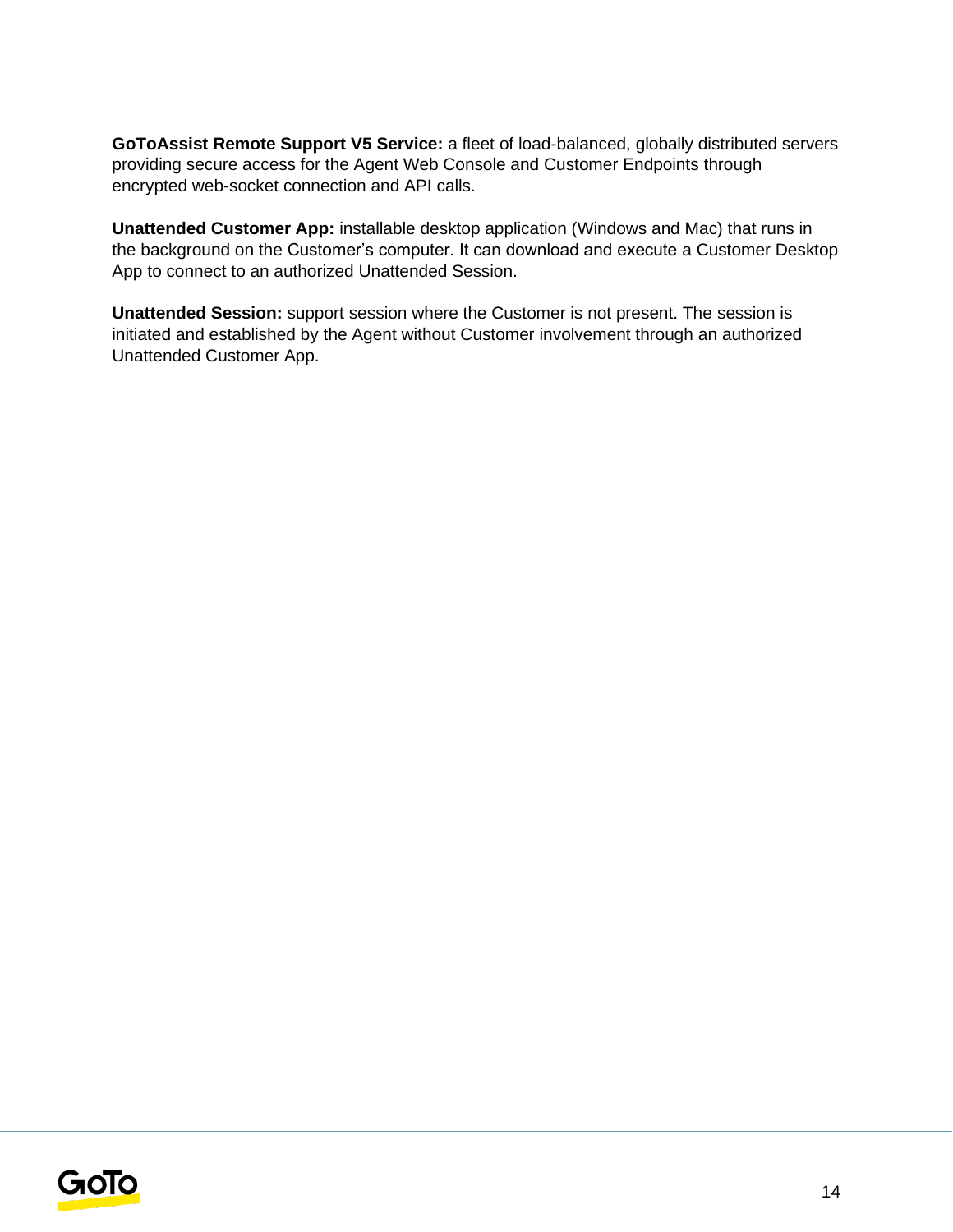**GoToAssist Remote Support V5 Service:** a fleet of load-balanced, globally distributed servers providing secure access for the Agent Web Console and Customer Endpoints through encrypted web-socket connection and API calls.

**Unattended Customer App:** installable desktop application (Windows and Mac) that runs in the background on the Customer's computer. It can download and execute a Customer Desktop App to connect to an authorized Unattended Session.

**Unattended Session:** support session where the Customer is not present. The session is initiated and established by the Agent without Customer involvement through an authorized Unattended Customer App.